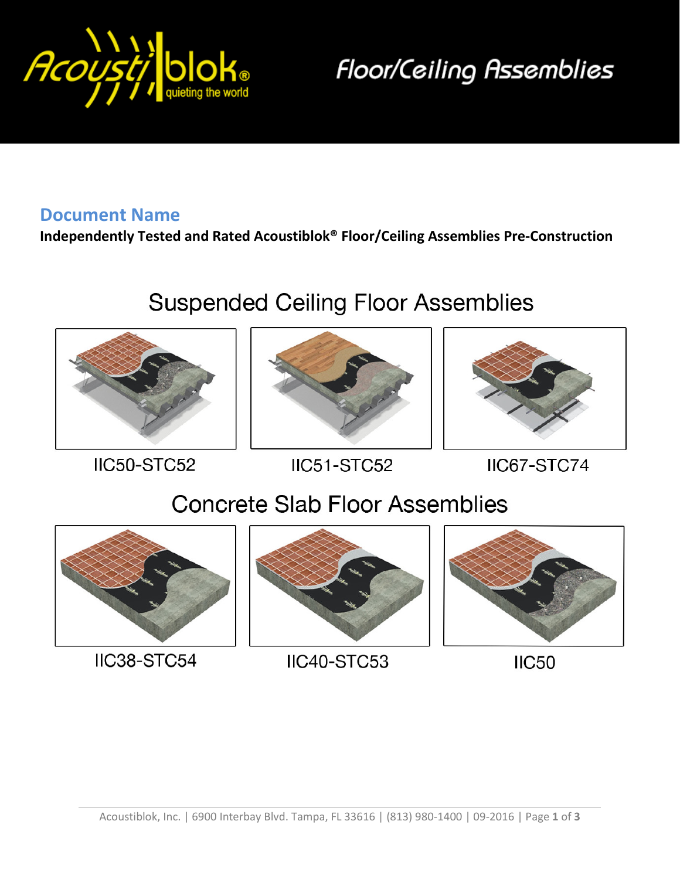Floor/Ceiling Assemblies

## Document Name

**Independently Tested and Rated Acoustiblok® Floor/Ceiling Assemblies Pre-Construction**

# Suspended Ceiling Floor Assemblies

IIC50-STC52

IIC51-STC52

IIC67-STC74

# Concrete Slab Floor Assemblies

IIC38-STC54

IIC40-STC53

IIC50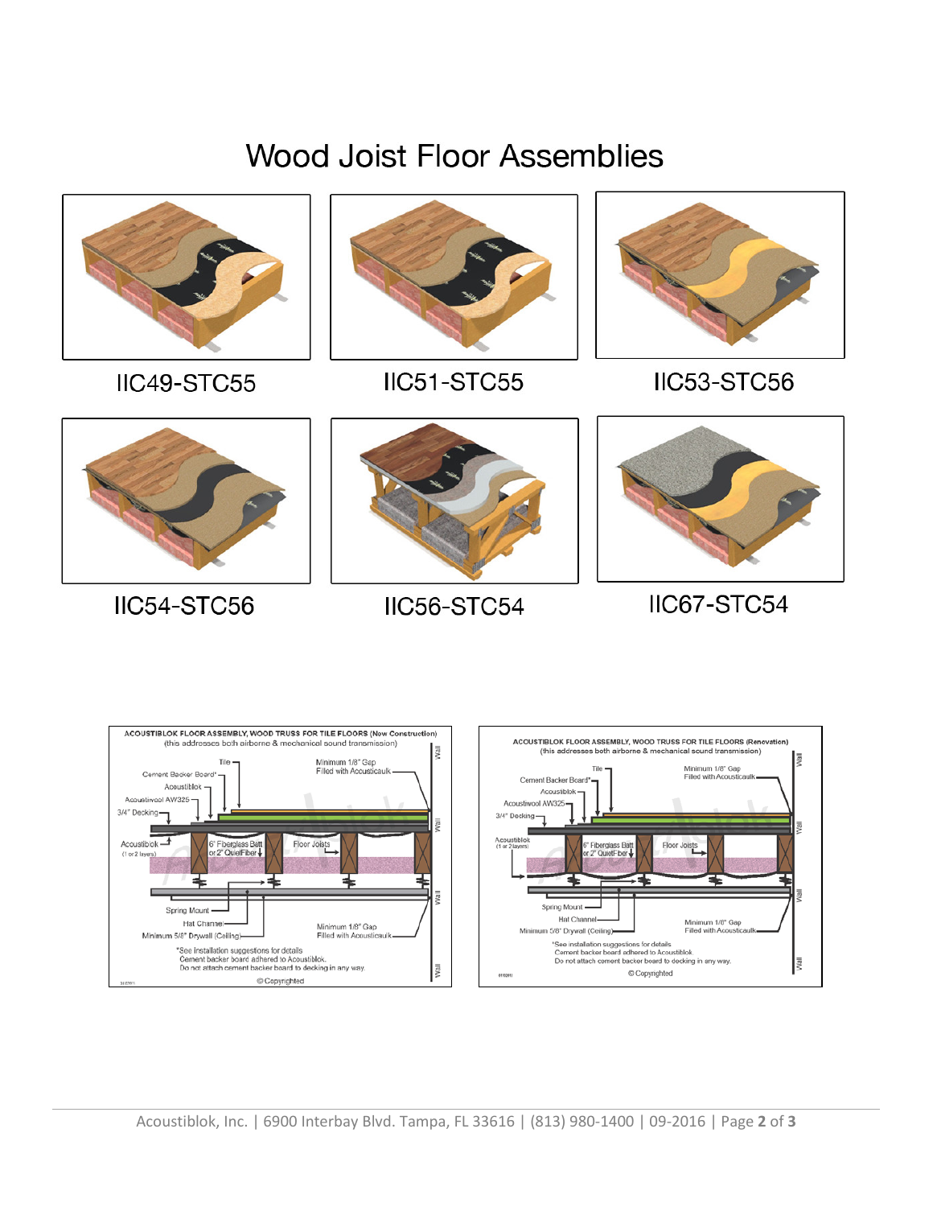# Wood Joist Floor Assemblies

IIC49-STC55

IIC51-STC55

IIC53-STC56

IIC54-STC56

IIC56-STC54

IIC67-STC54

**ACOUSTIBLOK FLOOR ASSEMBLY, WOOD TRUSS FOR TILE FLOORS (New Construction)**
(this addresses both airborne & mechanical sound transmission)

Tile
Minimum 1/8" Gap Filled with Acousticaulk
Cement Backer Board*
Acoustiblok
Acoustiwool AW325
3/4" Decking
Acoustiblok (1 or 2 layers)
6" Fiberglass Batt or 2" QuietFiber
Floor Joists
Spring Mount
Hat Channel
Minimum 5/8" Drywall (Ceiling)
Minimum 1/8" Gap Filled with Acousticaulk
Wall

*See installation suggestions for details
Cement backer board adhered to Acoustiblok.
Do not attach cement backer board to decking in any way.

©Copyrighted

**ACOUSTIBLOK FLOOR ASSEMBLY, WOOD TRUSS FOR TILE FLOORS (Renovation)**
(this addresses both airborne & mechanical sound transmission)

Tile
Minimum 1/8" Gap Filled with Acousticaulk
Cement Backer Board*
Acoustiblok
Acoustiwool AW325
3/4" Decking
Acoustiblok (1 or 2 layers)
6" Fiberglass Batt or 2" QuietFiber
Floor Joists
Spring Mount
Hat Channel
Minimum 5/8" Drywall (Ceiling)
Minimum 1/8" Gap Filled with Acousticaulk
Wall

*See installation suggestions for details
Cement backer board adhered to Acoustiblok.
Do not attach cement backer board to decking in any way.

©Copyrighted

Acoustiblok, Inc. | 6900 Interbay Blvd. Tampa, FL 33616 | (813) 980-1400 | 09-2016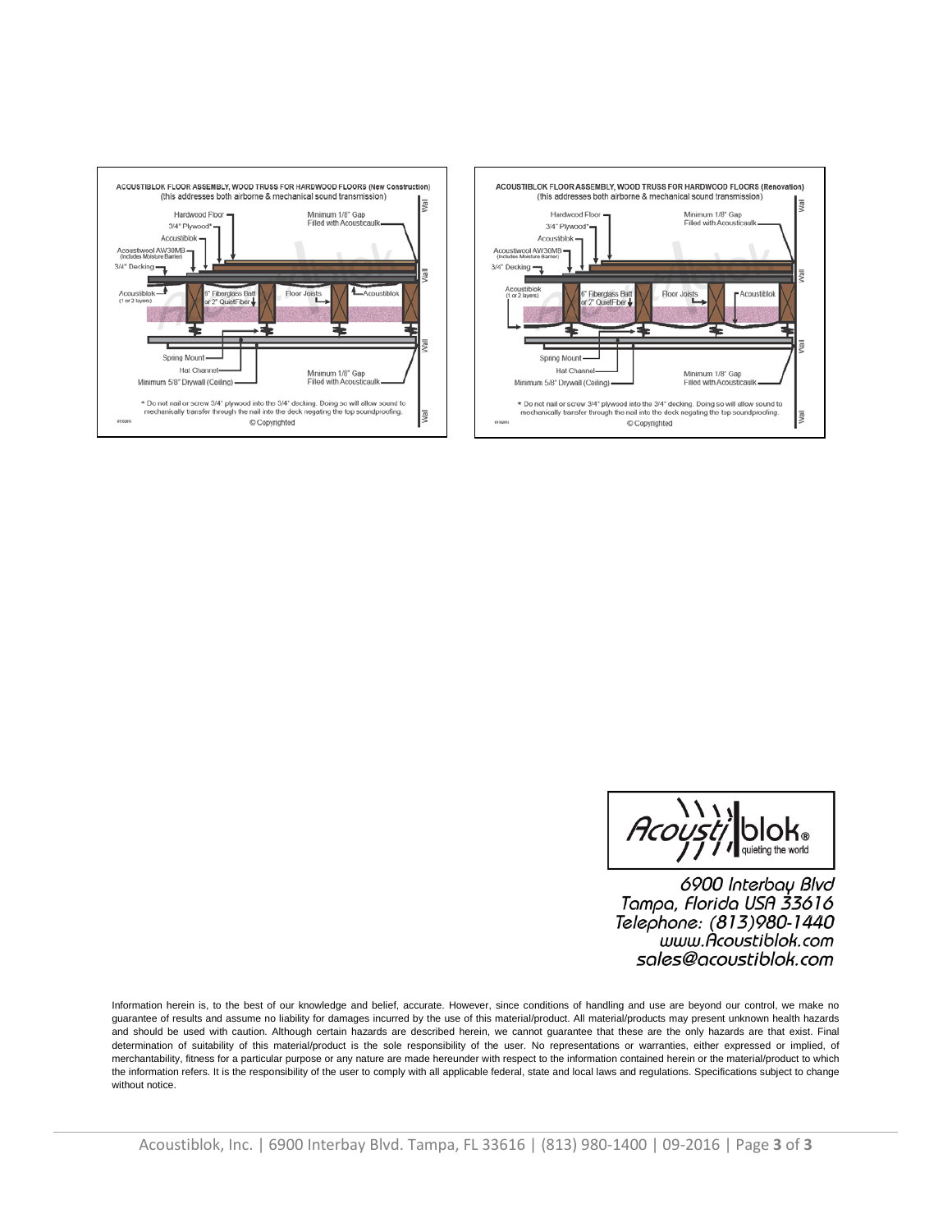ACOUSTIBLOK FLOOR ASSEMBLY, WOOD TRUSS FOR HARDWOOD FLOORS (New Construction)
(this addresses both airborne & mechanical sound transmission)

Hardwood Floor
3/4" Plywood*
Acoustiblok
Acoustiwool AW30MB (Includes Moisture Barrier)
3/4" Decking
Acoustiblok (1 or 2 layers)
6" Fiberglass Batt or 2" QuietFiber
Floor Joists
Acoustiblok
Minimum 1/8" Gap Filled with Acousticaulk
Wall
Spring Mount
Hat Channel
Minimum 5/8" Drywall (Ceiling)
Minimum 1/8" Gap Filled with Acousticaulk

* Do not nail or screw 3/4" plywood into the 3/4" decking. Doing so will allow sound to mechanically transfer through the nail into the deck negating the top soundproofing.

© Copyrighted

ACOUSTIBLOK FLOOR ASSEMBLY, WOOD TRUSS FOR HARDWOOD FLOORS (Renovation)
(this addresses both airborne & mechanical sound transmission)

Hardwood Floor
3/4" Plywood*
Acoustiblok
Acoustiwool AW30MB (Includes Moisture Barrier)
3/4" Decking
Acoustiblok (1 or 2 layers)
6" Fiberglass Batt or 2" QuietFiber
Floor Joists
Acoustiblok
Minimum 1/8" Gap Filled with Acousticaulk
Wall
Spring Mount
Hat Channel
Minimum 5/8" Drywall (Ceiling)
Minimum 1/8" Gap Filled with Acousticaulk

* Do not nail or screw 3/4" plywood into the 3/4" decking. Doing so will allow sound to mechanically transfer through the nail into the deck negating the top soundproofing.

© Copyrighted

Acoustiblok® quieting the world

6900 Interbay Blvd
Tampa, Florida USA 33616
Telephone: (813)980-1440
www.Acoustiblok.com
sales@acoustiblok.com

Information herein is, to the best of our knowledge and belief, accurate. However, since conditions of handling and use are beyond our control, we make no guarantee of results and assume no liability for damages incurred by the use of this material/product. All material/products may present unknown health hazards and should be used with caution. Although certain hazards are described herein, we cannot guarantee that these are the only hazards are that exist. Final determination of suitability of this material/product is the sole responsibility of the user. No representations or warranties, either expressed or implied, of merchantability, fitness for a particular purpose or any nature are made hereunder with respect to the information contained herein or the material/product to which the information refers. It is the responsibility of the user to comply with all applicable federal, state and local laws and regulations. Specifications subject to change without notice.